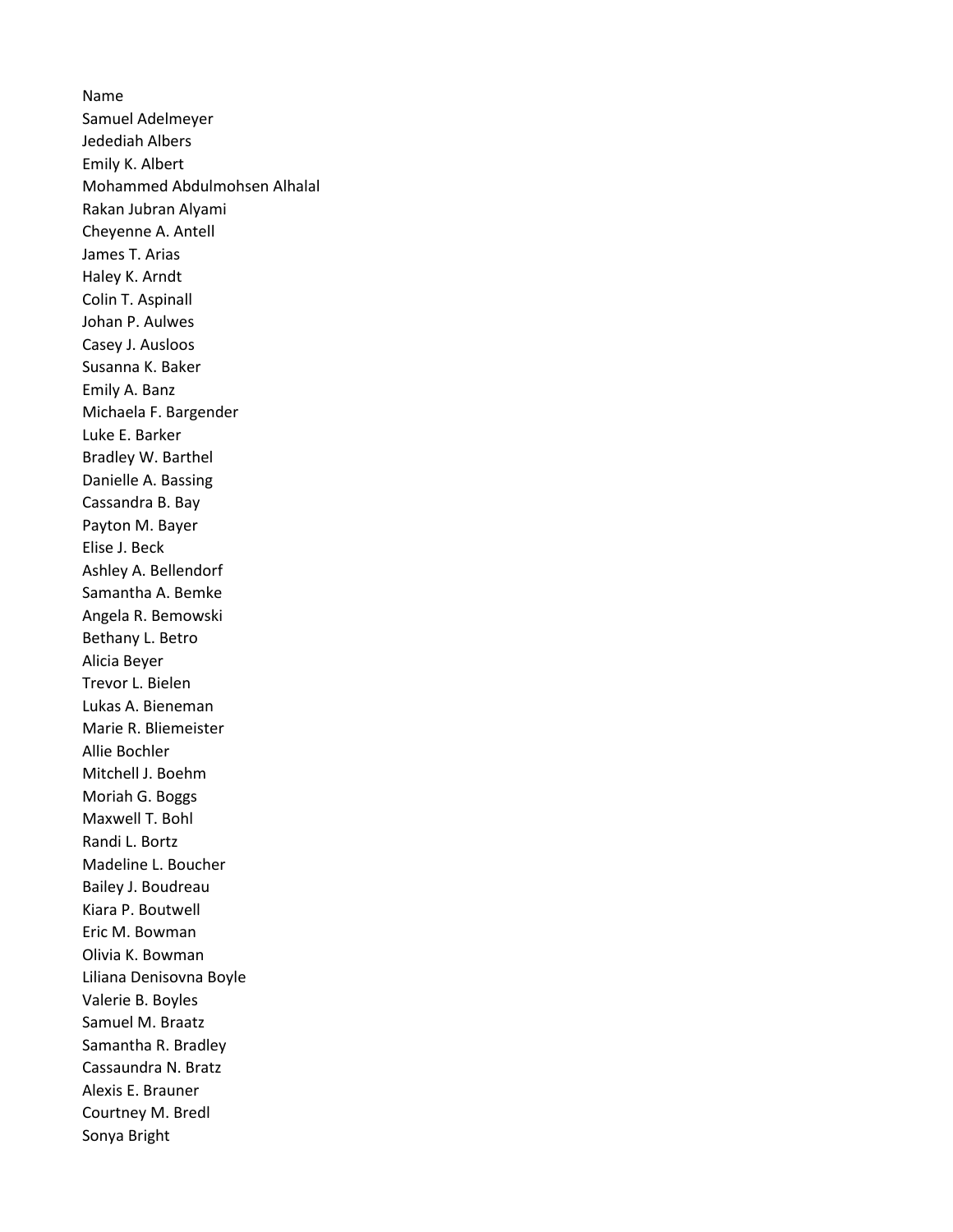Name

Samuel Adelmeyer

Jedediah Albers

Emily K. Albert

Mohammed Abdulmohsen Alhalal

Rakan Jubran Alyami

Cheyenne A. Antell

James T. Arias

Haley K. Arndt

Colin T. Aspinall

Johan P. Aulwes

Casey J. Ausloos

Susanna K. Baker

Emily A. Banz

Michaela F. Bargender

Luke E. Barker

Bradley W. Barthel

Danielle A. Bassing

Cassandra B. Bay

Payton M. Bayer

Elise J. Beck

Ashley A. Bellendorf

Samantha A. Bemke

Angela R. Bemowski

Bethany L. Betro

Alicia Beyer

Trevor L. Bielen

Lukas A. Bieneman

Marie R. Bliemeister

Allie Bochler

Mitchell J. Boehm

Moriah G. Boggs

Maxwell T. Bohl

Randi L. Bortz

Madeline L. Boucher

Bailey J. Boudreau

Kiara P. Boutwell

Eric M. Bowman

Olivia K. Bowman

Liliana Denisovna Boyle

Valerie B. Boyles

Samuel M. Braatz

Samantha R. Bradley

Cassaundra N. Bratz

Alexis E. Brauner

Courtney M. Bredl

Sonya Bright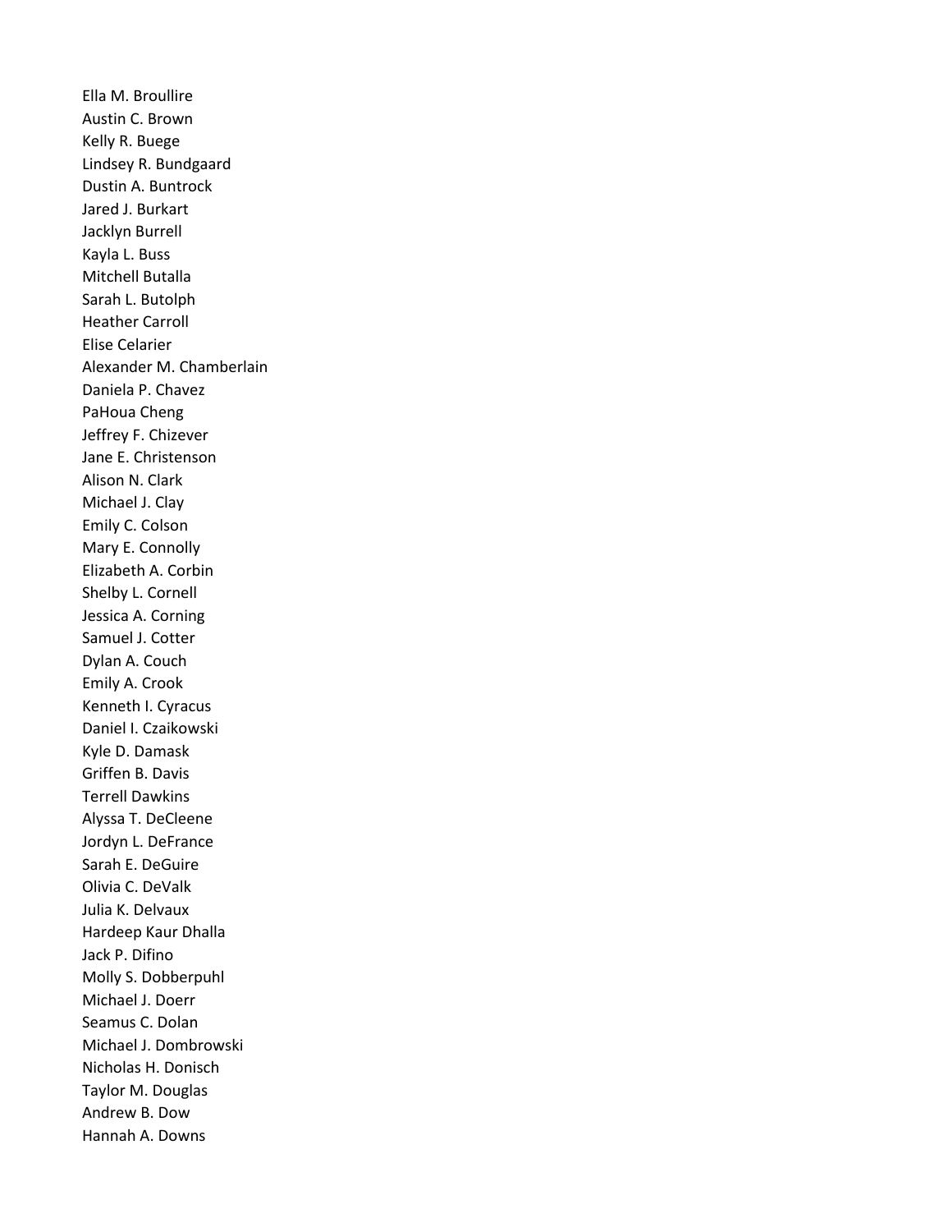Ella M. Broullire
Austin C. Brown
Kelly R. Buege
Lindsey R. Bundgaard
Dustin A. Buntrock
Jared J. Burkart
Jacklyn Burrell
Kayla L. Buss
Mitchell Butalla
Sarah L. Butolph
Heather Carroll
Elise Celarier
Alexander M. Chamberlain
Daniela P. Chavez
PaHoua Cheng
Jeffrey F. Chizever
Jane E. Christenson
Alison N. Clark
Michael J. Clay
Emily C. Colson
Mary E. Connolly
Elizabeth A. Corbin
Shelby L. Cornell
Jessica A. Corning
Samuel J. Cotter
Dylan A. Couch
Emily A. Crook
Kenneth I. Cyracus
Daniel I. Czaikowski
Kyle D. Damask
Griffen B. Davis
Terrell Dawkins
Alyssa T. DeCleene
Jordyn L. DeFrance
Sarah E. DeGuire
Olivia C. DeValk
Julia K. Delvaux
Hardeep Kaur Dhalla
Jack P. Difino
Molly S. Dobberpuhl
Michael J. Doerr
Seamus C. Dolan
Michael J. Dombrowski
Nicholas H. Donisch
Taylor M. Douglas
Andrew B. Dow
Hannah A. Downs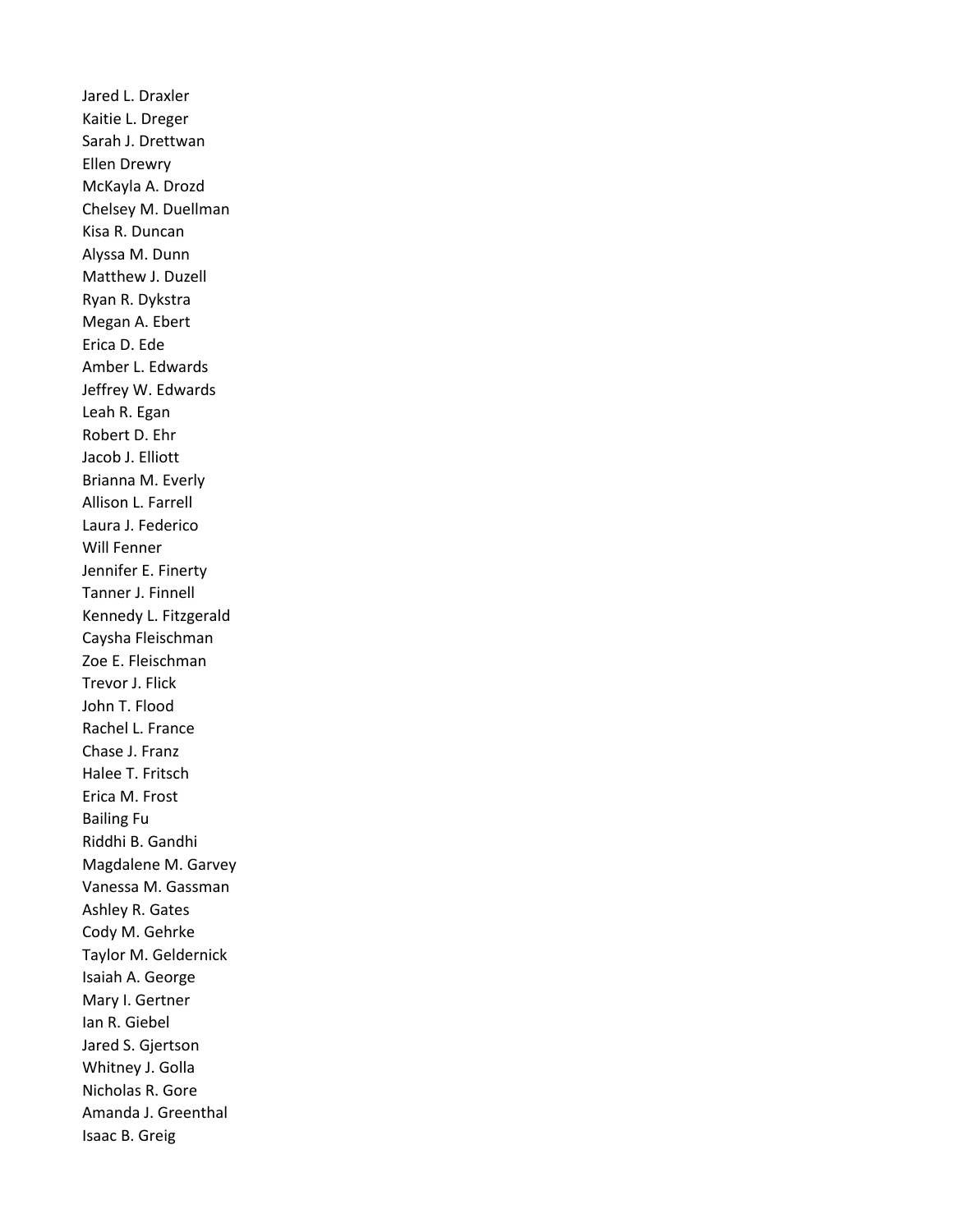Jared L. Draxler
Kaitie L. Dreger
Sarah J. Drettwan
Ellen Drewry
McKayla A. Drozd
Chelsey M. Duellman
Kisa R. Duncan
Alyssa M. Dunn
Matthew J. Duzell
Ryan R. Dykstra
Megan A. Ebert
Erica D. Ede
Amber L. Edwards
Jeffrey W. Edwards
Leah R. Egan
Robert D. Ehr
Jacob J. Elliott
Brianna M. Everly
Allison L. Farrell
Laura J. Federico
Will Fenner
Jennifer E. Finerty
Tanner J. Finnell
Kennedy L. Fitzgerald
Caysha Fleischman
Zoe E. Fleischman
Trevor J. Flick
John T. Flood
Rachel L. France
Chase J. Franz
Halee T. Fritsch
Erica M. Frost
Bailing Fu
Riddhi B. Gandhi
Magdalene M. Garvey
Vanessa M. Gassman
Ashley R. Gates
Cody M. Gehrke
Taylor M. Geldernick
Isaiah A. George
Mary I. Gertner
Ian R. Giebel
Jared S. Gjertson
Whitney J. Golla
Nicholas R. Gore
Amanda J. Greenthal
Isaac B. Greig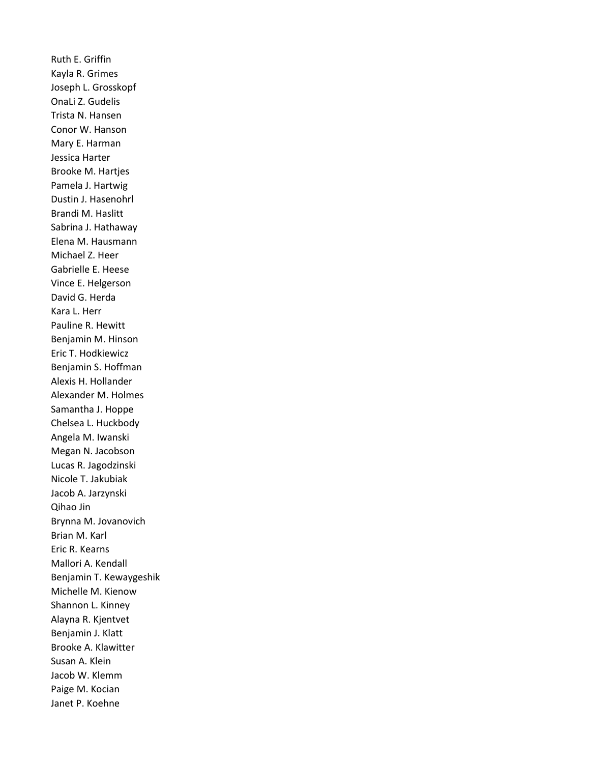Ruth E. Griffin
Kayla R. Grimes
Joseph L. Grosskopf
OnaLi Z. Gudelis
Trista N. Hansen
Conor W. Hanson
Mary E. Harman
Jessica Harter
Brooke M. Hartjes
Pamela J. Hartwig
Dustin J. Hasenohrl
Brandi M. Haslitt
Sabrina J. Hathaway
Elena M. Hausmann
Michael Z. Heer
Gabrielle E. Heese
Vince E. Helgerson
David G. Herda
Kara L. Herr
Pauline R. Hewitt
Benjamin M. Hinson
Eric T. Hodkiewicz
Benjamin S. Hoffman
Alexis H. Hollander
Alexander M. Holmes
Samantha J. Hoppe
Chelsea L. Huckbody
Angela M. Iwanski
Megan N. Jacobson
Lucas R. Jagodzinski
Nicole T. Jakubiak
Jacob A. Jarzynski
Qihao Jin
Brynna M. Jovanovich
Brian M. Karl
Eric R. Kearns
Mallori A. Kendall
Benjamin T. Kewaygeshik
Michelle M. Kienow
Shannon L. Kinney
Alayna R. Kjentvet
Benjamin J. Klatt
Brooke A. Klawitter
Susan A. Klein
Jacob W. Klemm
Paige M. Kocian
Janet P. Koehne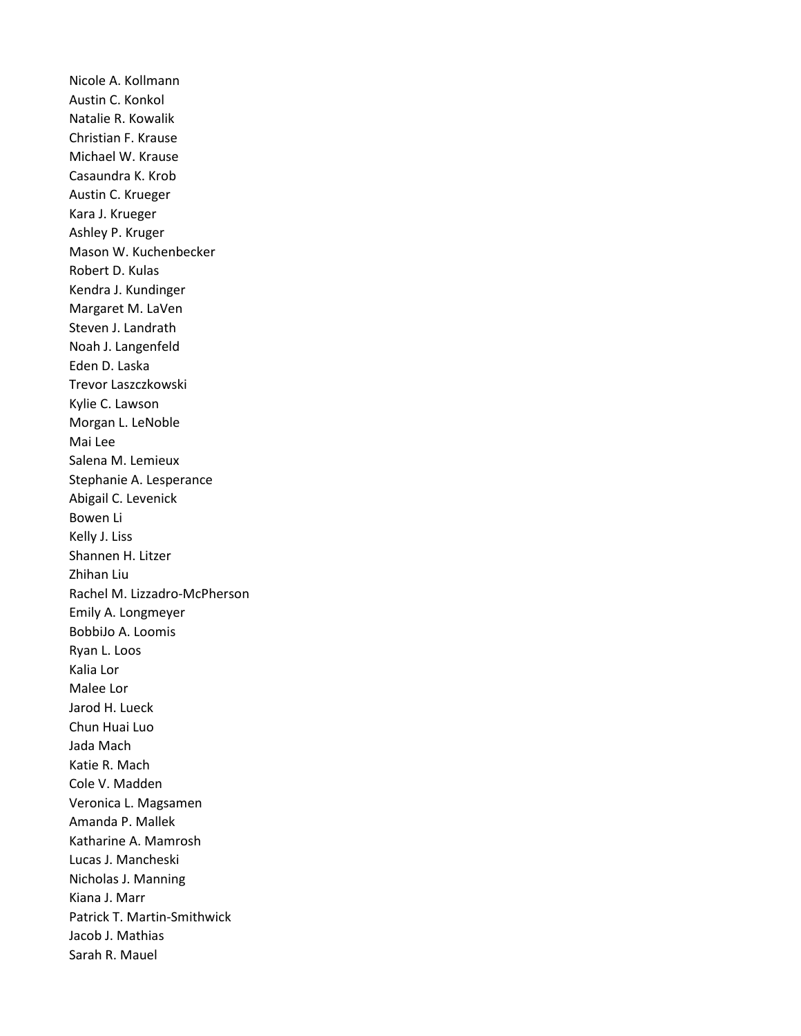Nicole A. Kollmann
Austin C. Konkol
Natalie R. Kowalik
Christian F. Krause
Michael W. Krause
Casaundra K. Krob
Austin C. Krueger
Kara J. Krueger
Ashley P. Kruger
Mason W. Kuchenbecker
Robert D. Kulas
Kendra J. Kundinger
Margaret M. LaVen
Steven J. Landrath
Noah J. Langenfeld
Eden D. Laska
Trevor Laszczkowski
Kylie C. Lawson
Morgan L. LeNoble
Mai Lee
Salena M. Lemieux
Stephanie A. Lesperance
Abigail C. Levenick
Bowen Li
Kelly J. Liss
Shannen H. Litzer
Zhihan Liu
Rachel M. Lizzadro-McPherson
Emily A. Longmeyer
BobbiJo A. Loomis
Ryan L. Loos
Kalia Lor
Malee Lor
Jarod H. Lueck
Chun Huai Luo
Jada Mach
Katie R. Mach
Cole V. Madden
Veronica L. Magsamen
Amanda P. Mallek
Katharine A. Mamrosh
Lucas J. Mancheski
Nicholas J. Manning
Kiana J. Marr
Patrick T. Martin-Smithwick
Jacob J. Mathias
Sarah R. Mauel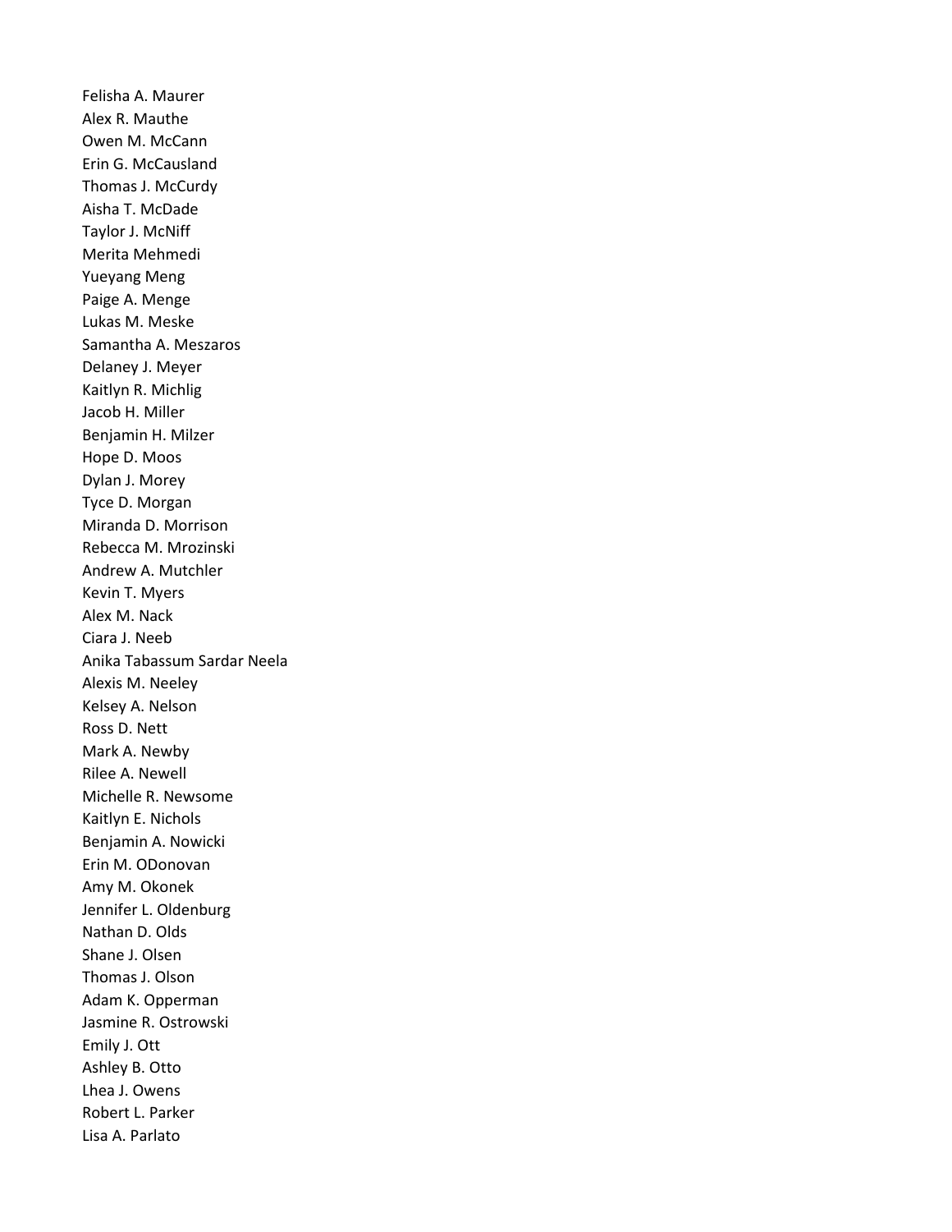Felisha A. Maurer
Alex R. Mauthe
Owen M. McCann
Erin G. McCausland
Thomas J. McCurdy
Aisha T. McDade
Taylor J. McNiff
Merita Mehmedi
Yueyang Meng
Paige A. Menge
Lukas M. Meske
Samantha A. Meszaros
Delaney J. Meyer
Kaitlyn R. Michlig
Jacob H. Miller
Benjamin H. Milzer
Hope D. Moos
Dylan J. Morey
Tyce D. Morgan
Miranda D. Morrison
Rebecca M. Mrozinski
Andrew A. Mutchler
Kevin T. Myers
Alex M. Nack
Ciara J. Neeb
Anika Tabassum Sardar Neela
Alexis M. Neeley
Kelsey A. Nelson
Ross D. Nett
Mark A. Newby
Rilee A. Newell
Michelle R. Newsome
Kaitlyn E. Nichols
Benjamin A. Nowicki
Erin M. ODonovan
Amy M. Okonek
Jennifer L. Oldenburg
Nathan D. Olds
Shane J. Olsen
Thomas J. Olson
Adam K. Opperman
Jasmine R. Ostrowski
Emily J. Ott
Ashley B. Otto
Lhea J. Owens
Robert L. Parker
Lisa A. Parlato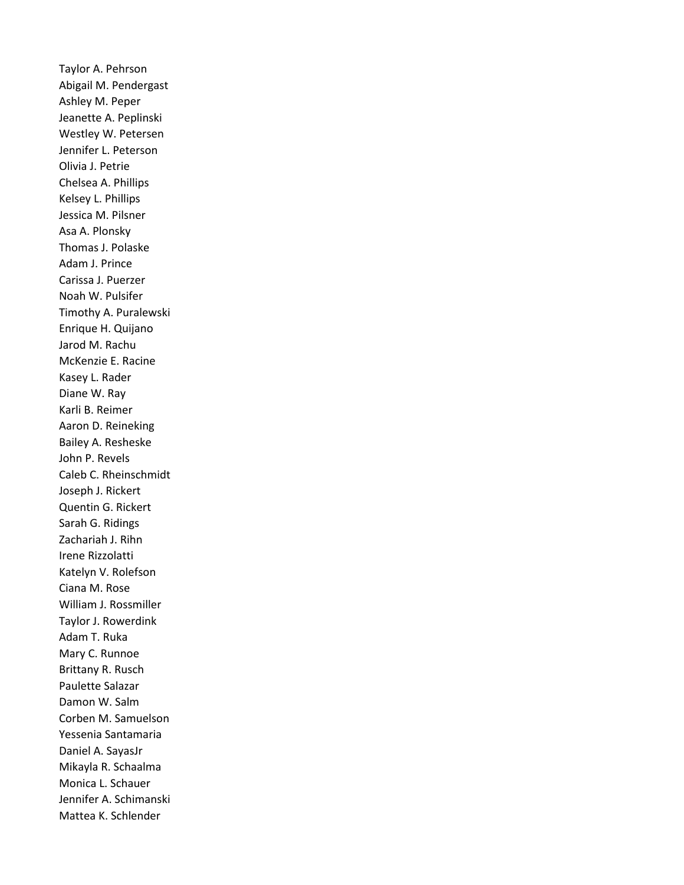Taylor A. Pehrson
Abigail M. Pendergast
Ashley M. Peper
Jeanette A. Peplinski
Westley W. Petersen
Jennifer L. Peterson
Olivia J. Petrie
Chelsea A. Phillips
Kelsey L. Phillips
Jessica M. Pilsner
Asa A. Plonsky
Thomas J. Polaske
Adam J. Prince
Carissa J. Puerzer
Noah W. Pulsifer
Timothy A. Puralewski
Enrique H. Quijano
Jarod M. Rachu
McKenzie E. Racine
Kasey L. Rader
Diane W. Ray
Karli B. Reimer
Aaron D. Reineking
Bailey A. Resheske
John P. Revels
Caleb C. Rheinschmidt
Joseph J. Rickert
Quentin G. Rickert
Sarah G. Ridings
Zachariah J. Rihn
Irene Rizzolatti
Katelyn V. Rolefson
Ciana M. Rose
William J. Rossmiller
Taylor J. Rowerdink
Adam T. Ruka
Mary C. Runnoe
Brittany R. Rusch
Paulette Salazar
Damon W. Salm
Corben M. Samuelson
Yessenia Santamaria
Daniel A. SayasJr
Mikayla R. Schaalma
Monica L. Schauer
Jennifer A. Schimanski
Mattea K. Schlender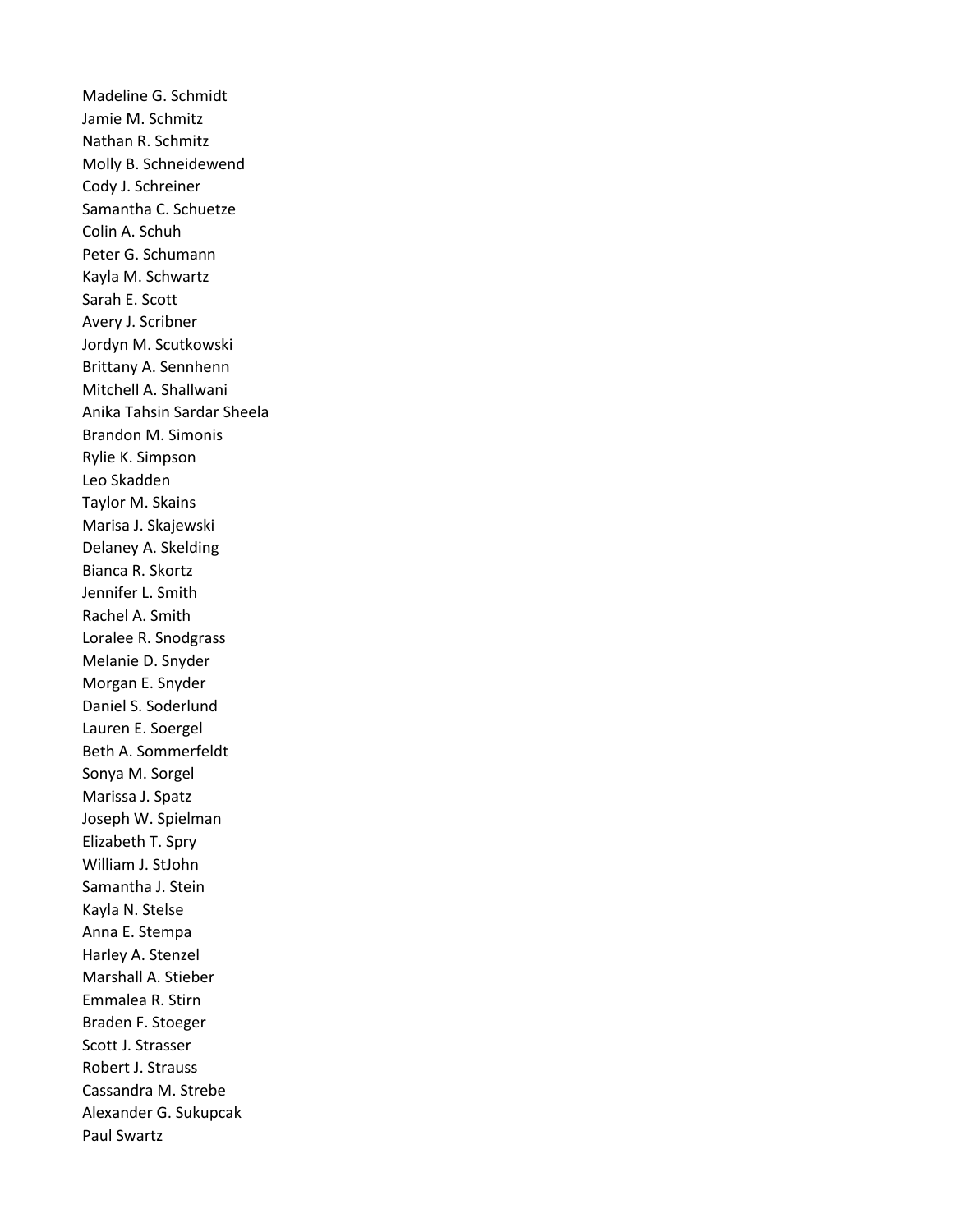Madeline G. Schmidt
Jamie M. Schmitz
Nathan R. Schmitz
Molly B. Schneidewend
Cody J. Schreiner
Samantha C. Schuetze
Colin A. Schuh
Peter G. Schumann
Kayla M. Schwartz
Sarah E. Scott
Avery J. Scribner
Jordyn M. Scutkowski
Brittany A. Sennhenn
Mitchell A. Shallwani
Anika Tahsin Sardar Sheela
Brandon M. Simonis
Rylie K. Simpson
Leo Skadden
Taylor M. Skains
Marisa J. Skajewski
Delaney A. Skelding
Bianca R. Skortz
Jennifer L. Smith
Rachel A. Smith
Loralee R. Snodgrass
Melanie D. Snyder
Morgan E. Snyder
Daniel S. Soderlund
Lauren E. Soergel
Beth A. Sommerfeldt
Sonya M. Sorgel
Marissa J. Spatz
Joseph W. Spielman
Elizabeth T. Spry
William J. StJohn
Samantha J. Stein
Kayla N. Stelse
Anna E. Stempa
Harley A. Stenzel
Marshall A. Stieber
Emmalea R. Stirn
Braden F. Stoeger
Scott J. Strasser
Robert J. Strauss
Cassandra M. Strebe
Alexander G. Sukupcak
Paul Swartz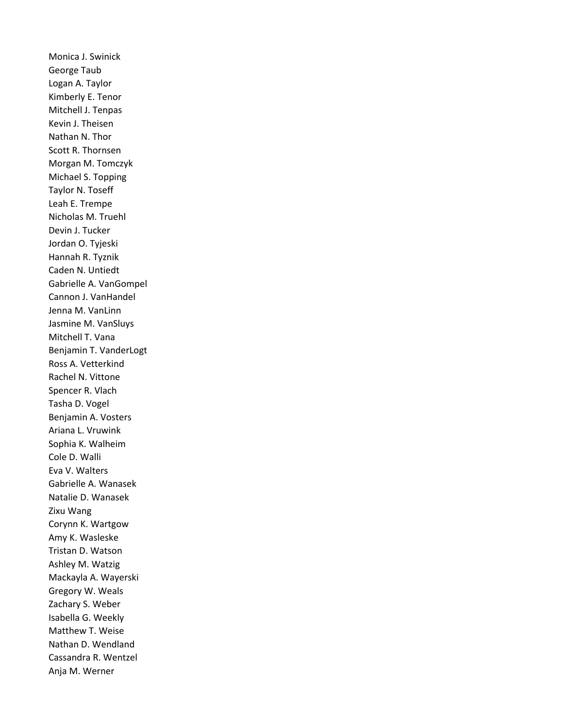Monica J. Swinick
George Taub
Logan A. Taylor
Kimberly E. Tenor
Mitchell J. Tenpas
Kevin J. Theisen
Nathan N. Thor
Scott R. Thornsen
Morgan M. Tomczyk
Michael S. Topping
Taylor N. Toseff
Leah E. Trempe
Nicholas M. Truehl
Devin J. Tucker
Jordan O. Tyjeski
Hannah R. Tyznik
Caden N. Untiedt
Gabrielle A. VanGompel
Cannon J. VanHandel
Jenna M. VanLinn
Jasmine M. VanSluys
Mitchell T. Vana
Benjamin T. VanderLogt
Ross A. Vetterkind
Rachel N. Vittone
Spencer R. Vlach
Tasha D. Vogel
Benjamin A. Vosters
Ariana L. Vruwink
Sophia K. Walheim
Cole D. Walli
Eva V. Walters
Gabrielle A. Wanasek
Natalie D. Wanasek
Zixu Wang
Corynn K. Wartgow
Amy K. Wasleske
Tristan D. Watson
Ashley M. Watzig
Mackayla A. Wayerski
Gregory W. Weals
Zachary S. Weber
Isabella G. Weekly
Matthew T. Weise
Nathan D. Wendland
Cassandra R. Wentzel
Anja M. Werner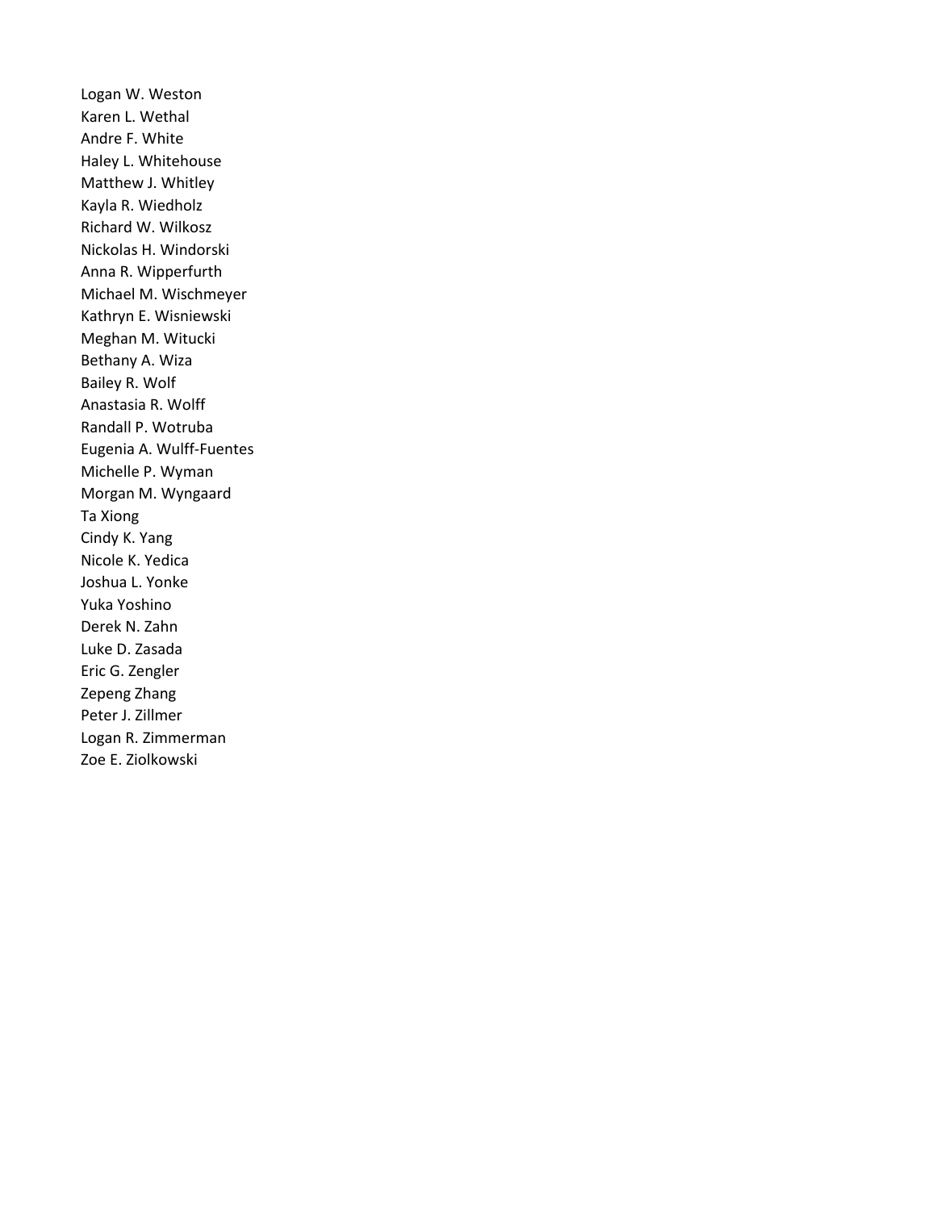Logan W. Weston
Karen L. Wethal
Andre F. White
Haley L. Whitehouse
Matthew J. Whitley
Kayla R. Wiedholz
Richard W. Wilkosz
Nickolas H. Windorski
Anna R. Wipperfurth
Michael M. Wischmeyer
Kathryn E. Wisniewski
Meghan M. Witucki
Bethany A. Wiza
Bailey R. Wolf
Anastasia R. Wolff
Randall P. Wotruba
Eugenia A. Wulff-Fuentes
Michelle P. Wyman
Morgan M. Wyngaard
Ta Xiong
Cindy K. Yang
Nicole K. Yedica
Joshua L. Yonke
Yuka Yoshino
Derek N. Zahn
Luke D. Zasada
Eric G. Zengler
Zepeng Zhang
Peter J. Zillmer
Logan R. Zimmerman
Zoe E. Ziolkowski